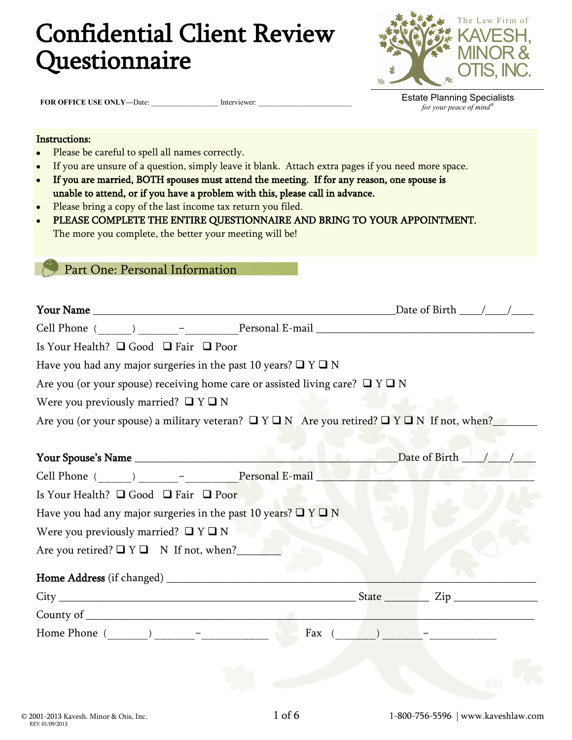# Confidential Client Review Questionnaire

The Law Firm of
KAVESH, MINOR & OTIS, INC.
Estate Planning Specialists
*for your peace of mind®*

**FOR OFFICE USE ONLY**—Date: _________________ Interviewer: ________________________

**Instructions:**

- Please be careful to spell all names correctly.
- If you are unsure of a question, simply leave it blank. Attach extra pages if you need more space.
- **If you are married, BOTH spouses must attend the meeting. If for any reason, one spouse is unable to attend, or if you have a problem with this, please call in advance.**
- Please bring a copy of the last income tax return you filed.
- **PLEASE COMPLETE THE ENTIRE QUESTIONNAIRE AND BRING TO YOUR APPOINTMENT.** The more you complete, the better your meeting will be!

## Part One: Personal Information

**Your Name** _______________________________________________ Date of Birth ____/____/____

Cell Phone (______) _______–_________ Personal E-mail ________________________________________

Is Your Health? ❑ Good ❑ Fair ❑ Poor

Have you had any major surgeries in the past 10 years? ❑ Y ❑ N

Are you (or your spouse) receiving home care or assisted living care? ❑ Y ❑ N

Were you previously married? ❑ Y ❑ N

Are you (or your spouse) a military veteran? ❑ Y ❑ N Are you retired? ❑ Y ❑ N If not, when?________

**Your Spouse's Name** __________________________________________ Date of Birth ____/____/____

Cell Phone (______) _______–_________ Personal E-mail ________________________________________

Is Your Health? ❑ Good ❑ Fair ❑ Poor

Have you had any major surgeries in the past 10 years? ❑ Y ❑ N

Were you previously married? ❑ Y ❑ N

Are you retired? ❑ Y ❑ N If not, when?________

**Home Address** (if changed) ____________________________________________________________

City ________________________________________________ State ________ Zip _______________

County of ______________________________________________________________________________

Home Phone (_______) _______–____________ Fax (_______) _______–____________

© 2001-2013 Kavesh. Minor & Otis, Inc.
REV 01/09/2013

1-800-756-5596 | www.kaveshlaw.com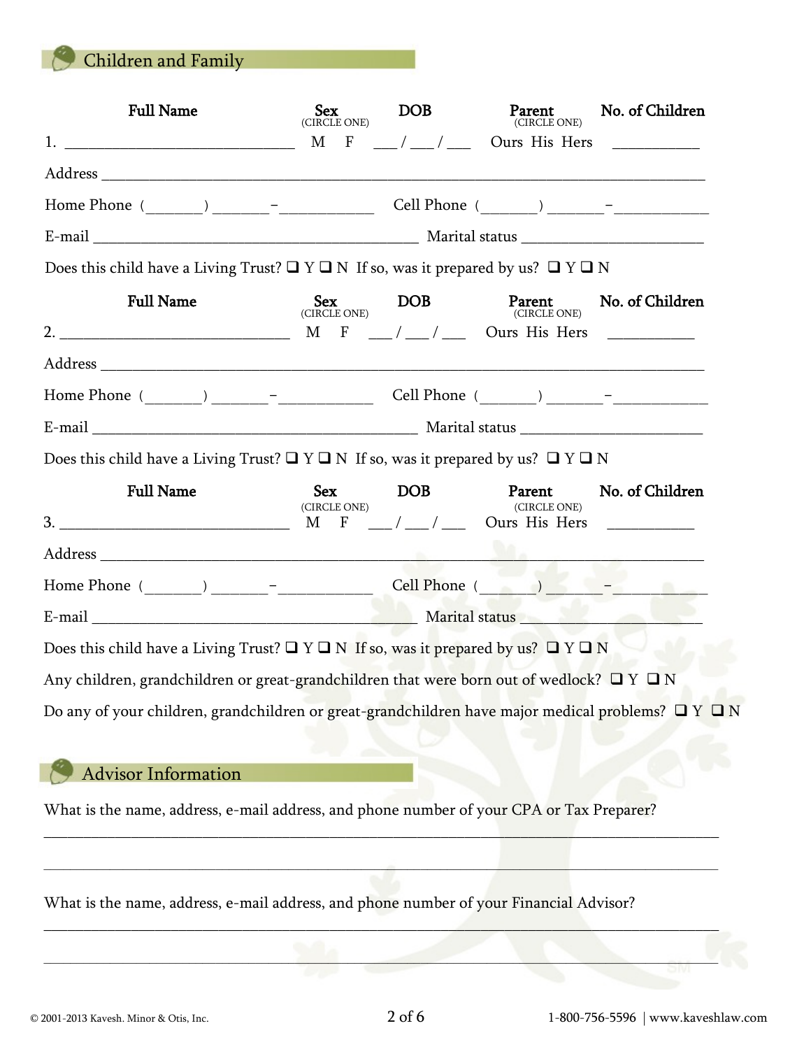## Children and Family

| Full Name | Sex (CIRCLE ONE) | DOB | Parent (CIRCLE ONE) | No. of Children |
|---|---|---|---|---|
| 1. ____________________________ | M F | ___ / ___ / ___ | Ours His Hers | __________ |

Address ______________________________________________________________________

Home Phone (_______) _______–___________ Cell Phone (_______) _______–___________

E-mail _______________________________________ Marital status ______________________

Does this child have a Living Trust? ❑ Y ❑ N If so, was it prepared by us? ❑ Y ❑ N

| Full Name | Sex (CIRCLE ONE) | DOB | Parent (CIRCLE ONE) | No. of Children |
|---|---|---|---|---|
| 2. ____________________________ | M F | ___ / ___ / ___ | Ours His Hers | __________ |

Address ______________________________________________________________________

Home Phone (_______) _______–___________ Cell Phone (_______) _______–___________

E-mail _______________________________________ Marital status ______________________

Does this child have a Living Trust? ❑ Y ❑ N If so, was it prepared by us? ❑ Y ❑ N

| Full Name | Sex (CIRCLE ONE) | DOB | Parent (CIRCLE ONE) | No. of Children |
|---|---|---|---|---|
| 3. ____________________________ | M F | ___ / ___ / ___ | Ours His Hers | __________ |

Address ______________________________________________________________________

Home Phone (_______) _______–___________ Cell Phone (_______) _______–___________

E-mail _______________________________________ Marital status ______________________

Does this child have a Living Trust? ❑ Y ❑ N If so, was it prepared by us? ❑ Y ❑ N

Any children, grandchildren or great-grandchildren that were born out of wedlock? ❑ Y ❑ N

Do any of your children, grandchildren or great-grandchildren have major medical problems? ❑ Y ❑ N

## Advisor Information

What is the name, address, e-mail address, and phone number of your CPA or Tax Preparer?

_____________________________________________________________________________________

_____________________________________________________________________________________

What is the name, address, e-mail address, and phone number of your Financial Advisor?

_____________________________________________________________________________________

_____________________________________________________________________________________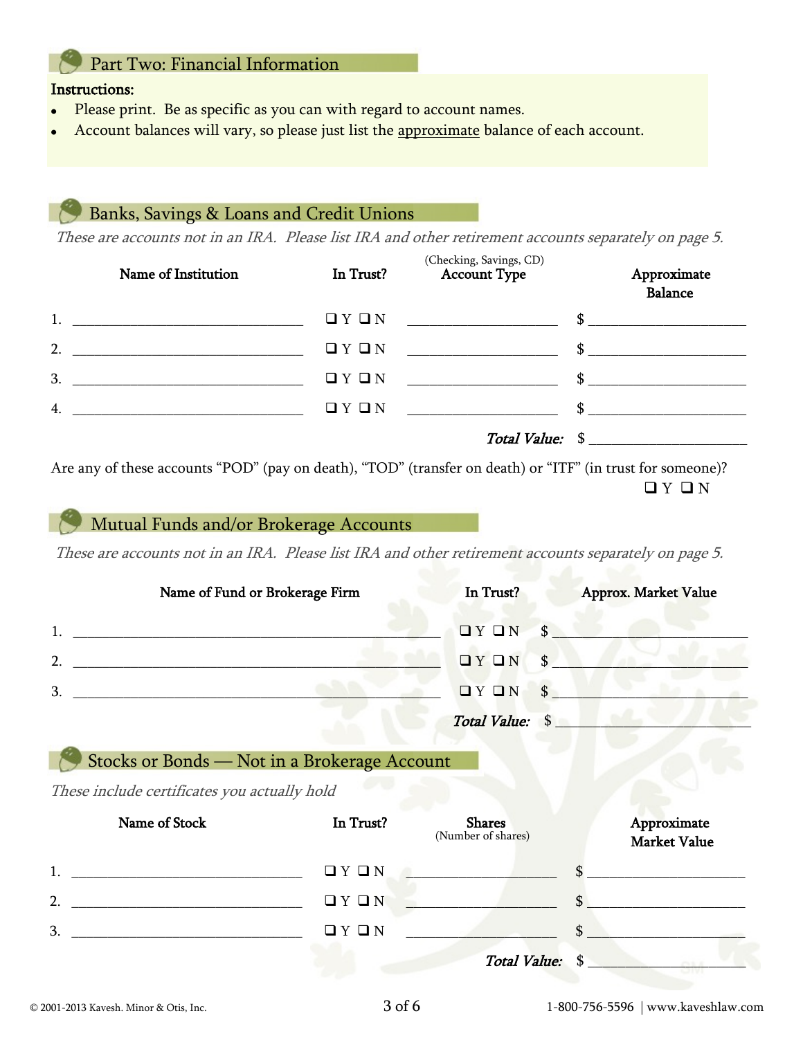## Part Two: Financial Information

**Instructions:**

- Please print. Be as specific as you can with regard to account names.
- Account balances will vary, so please just list the approximate balance of each account.

### Banks, Savings & Loans and Credit Unions

*These are accounts not in an IRA. Please list IRA and other retirement accounts separately on page 5.*

| | Name of Institution | In Trust? | (Checking, Savings, CD) Account Type | Approximate Balance |
|---|---|---|---|---|
| 1. | ______________________ | ❑ Y ❑ N | ______________ | $ ______________ |
| 2. | ______________________ | ❑ Y ❑ N | ______________ | $ ______________ |
| 3. | ______________________ | ❑ Y ❑ N | ______________ | $ ______________ |
| 4. | ______________________ | ❑ Y ❑ N | ______________ | $ ______________ |
| | | | ***Total Value:*** | $ ______________ |

Are any of these accounts "POD" (pay on death), "TOD" (transfer on death) or "ITF" (in trust for someone)? ❑ Y ❑ N

### Mutual Funds and/or Brokerage Accounts

*These are accounts not in an IRA. Please list IRA and other retirement accounts separately on page 5.*

| | Name of Fund or Brokerage Firm | In Trust? | Approx. Market Value |
|---|---|---|---|
| 1. | ________________________________ | ❑ Y ❑ N | $ ______________ |
| 2. | ________________________________ | ❑ Y ❑ N | $ ______________ |
| 3. | ________________________________ | ❑ Y ❑ N | $ ______________ |
| | | ***Total Value:*** | $ ______________ |

### Stocks or Bonds — Not in a Brokerage Account

*These include certificates you actually hold*

| | Name of Stock | In Trust? | Shares (Number of shares) | Approximate Market Value |
|---|---|---|---|---|
| 1. | ______________________ | ❑ Y ❑ N | ______________ | $ ______________ |
| 2. | ______________________ | ❑ Y ❑ N | ______________ | $ ______________ |
| 3. | ______________________ | ❑ Y ❑ N | ______________ | $ ______________ |
| | | | ***Total Value:*** | $ ______________ |

© 2001-2013 Kavesh. Minor & Otis, Inc. 1-800-756-5596 | www.kaveshlaw.com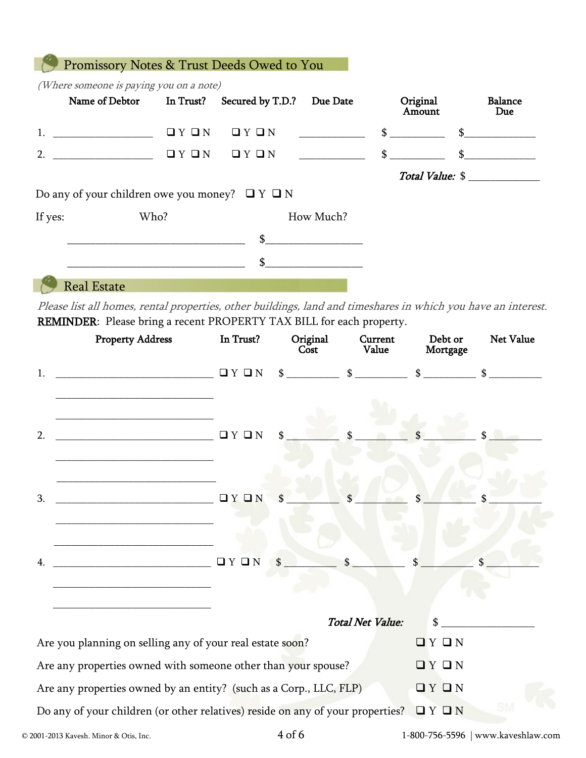## Promissory Notes & Trust Deeds Owed to You

*(Where someone is paying you on a note)*

| | Name of Debtor | In Trust? | Secured by T.D.? | Due Date | Original Amount | Balance Due |
|---|---|---|---|---|---|---|
| 1. | __________________ | ❑ Y ❑ N | ❑ Y ❑ N | ____________ | $ __________ | $_____________ |
| 2. | __________________ | ❑ Y ❑ N | ❑ Y ❑ N | ____________ | $ __________ | $_____________ |

***Total Value:*** $ _____________

Do any of your children owe you money? ❑ Y ❑ N

| If yes: Who? | How Much? |
|---|---|
| ________________________________ | $_________________ |
| ________________________________ | $_________________ |

## Real Estate

*Please list all homes, rental properties, other buildings, land and timeshares in which you have an interest.*

**REMINDER**: Please bring a recent PROPERTY TAX BILL for each property.

| | Property Address | In Trust? | Original Cost | Current Value | Debt or Mortgage | Net Value |
|---|---|---|---|---|---|---|
| 1. | ____________________________ <br> ____________________________ <br> ____________________________ | ❑ Y ❑ N | $ _________ | $ _________ | $ _________ | $ _________ |
| 2. | ____________________________ <br> ____________________________ <br> ____________________________ | ❑ Y ❑ N | $ _________ | $ _________ | $ _________ | $ _________ |
| 3. | ____________________________ <br> ____________________________ <br> ____________________________ | ❑ Y ❑ N | $ _________ | $ _________ | $ _________ | $ _________ |
| 4. | ____________________________ <br> ____________________________ <br> ____________________________ | ❑ Y ❑ N | $ _________ | $ _________ | $ _________ | $ _________ |

***Total Net Value:*** $ ________________

Are you planning on selling any of your real estate soon? ❑ Y ❑ N

Are any properties owned with someone other than your spouse? ❑ Y ❑ N

Are any properties owned by an entity? (such as a Corp., LLC, FLP) ❑ Y ❑ N

Do any of your children (or other relatives) reside on any of your properties? ❑ Y ❑ N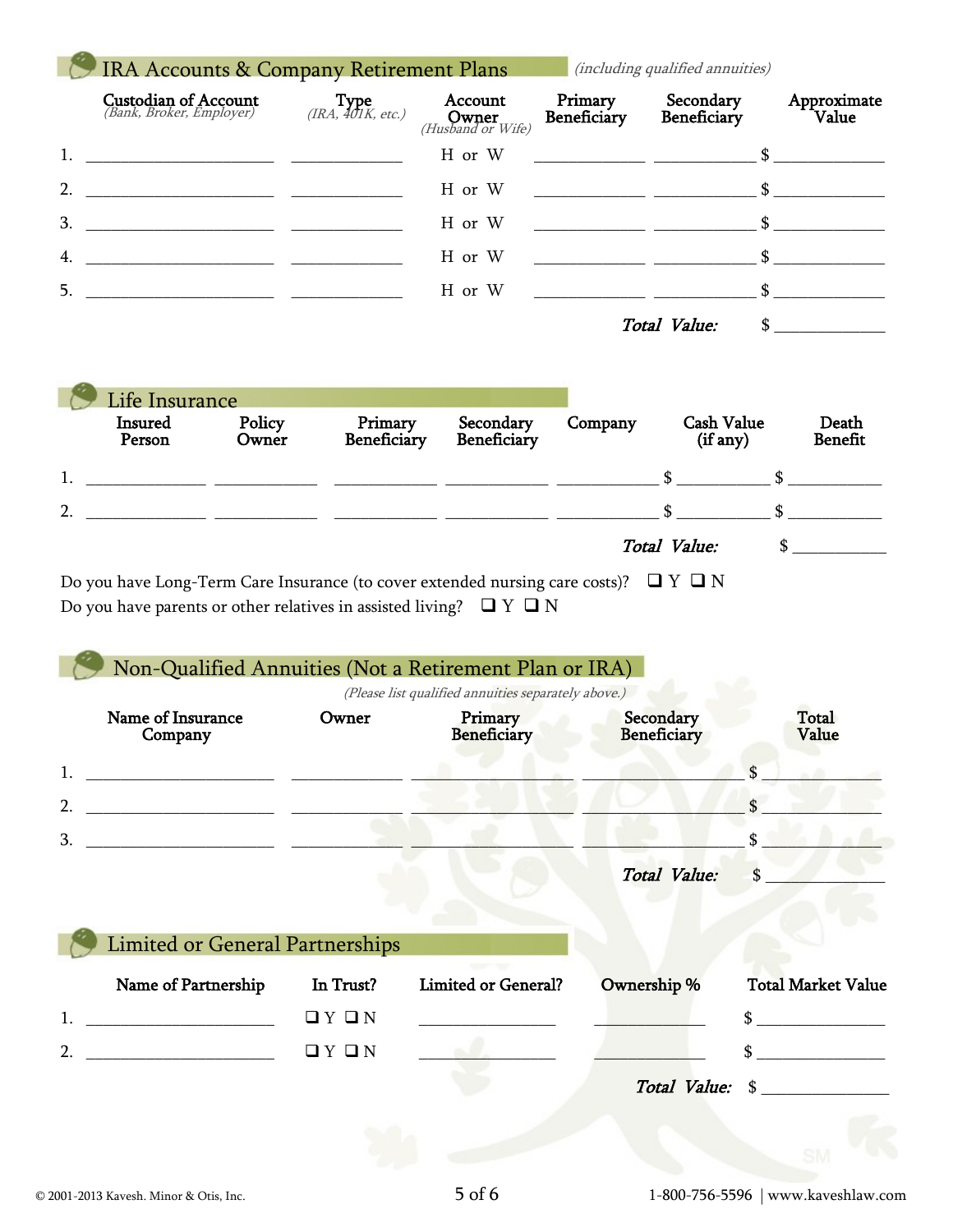## IRA Accounts & Company Retirement Plans *(including qualified annuities)*

| | Custodian of Account *(Bank, Broker, Employer)* | Type *(IRA, 401K, etc.)* | Account Owner *(Husband or Wife)* | Primary Beneficiary | Secondary Beneficiary | Approximate Value |
|---|---|---|---|---|---|---|
| 1. | | | H or W | | | $ |
| 2. | | | H or W | | | $ |
| 3. | | | H or W | | | $ |
| 4. | | | H or W | | | $ |
| 5. | | | H or W | | | $ |
| | | | | | ***Total Value:*** | $ |

## Life Insurance

| | Insured Person | Policy Owner | Primary Beneficiary | Secondary Beneficiary | Company | Cash Value (if any) | Death Benefit |
|---|---|---|---|---|---|---|---|
| 1. | | | | | | $ | $ |
| 2. | | | | | | $ | $ |
| | | | | | | ***Total Value:*** | $ |

Do you have Long-Term Care Insurance (to cover extended nursing care costs)? ❑ Y ❑ N

Do you have parents or other relatives in assisted living? ❑ Y ❑ N

## Non-Qualified Annuities (Not a Retirement Plan or IRA)

*(Please list qualified annuities separately above.)*

| | Name of Insurance Company | Owner | Primary Beneficiary | Secondary Beneficiary | Total Value |
|---|---|---|---|---|---|
| 1. | | | | | $ |
| 2. | | | | | $ |
| 3. | | | | | $ |
| | | | | ***Total Value:*** | $ |

## Limited or General Partnerships

| | Name of Partnership | In Trust? | Limited or General? | Ownership % | Total Market Value |
|---|---|---|---|---|---|
| 1. | | ❑ Y ❑ N | | | $ |
| 2. | | ❑ Y ❑ N | | | $ |
| | | | | ***Total Value:*** | $ |

© 2001-2013 Kavesh. Minor & Otis, Inc. 1-800-756-5596 | www.kaveshlaw.com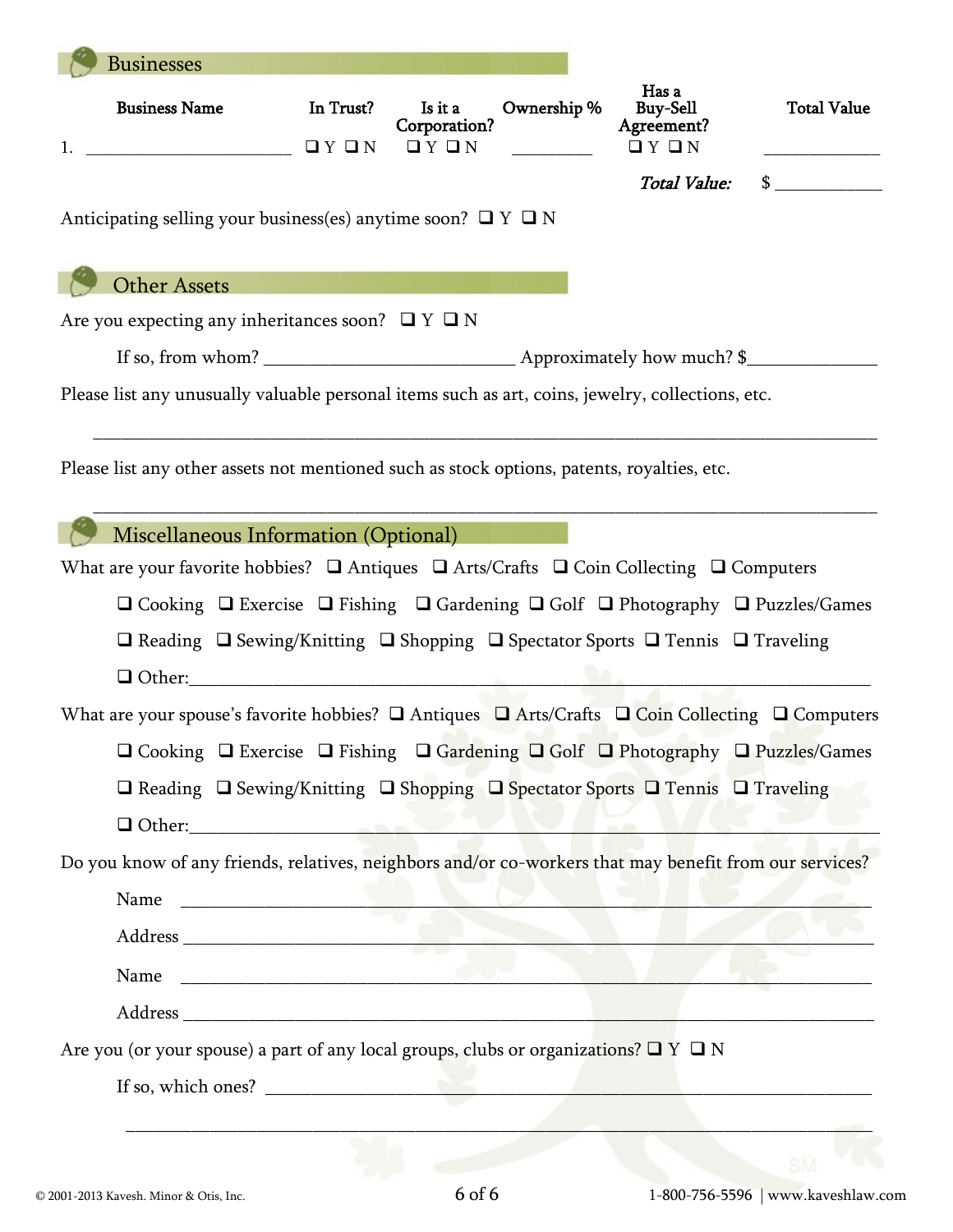## Businesses

| | Business Name | In Trust? | Is it a Corporation? | Ownership % | Has a Buy-Sell Agreement? | Total Value |
|---|---|---|---|---|---|---|
| 1. | ______________________ | ❑ Y ❑ N | ❑ Y ❑ N | _________ | ❑ Y ❑ N | ____________ |

***Total Value:*** $ ____________

Anticipating selling your business(es) anytime soon? ❑ Y ❑ N

## Other Assets

Are you expecting any inheritances soon? ❑ Y ❑ N

If so, from whom? __________________________ Approximately how much? $______________

Please list any unusually valuable personal items such as art, coins, jewelry, collections, etc.

_______________________________________________________________________________

Please list any other assets not mentioned such as stock options, patents, royalties, etc.

_______________________________________________________________________________

## Miscellaneous Information (Optional)

What are your favorite hobbies? ❑ Antiques ❑ Arts/Crafts ❑ Coin Collecting ❑ Computers

❑ Cooking ❑ Exercise ❑ Fishing ❑ Gardening ❑ Golf ❑ Photography ❑ Puzzles/Games

❑ Reading ❑ Sewing/Knitting ❑ Shopping ❑ Spectator Sports ❑ Tennis ❑ Traveling

❑ Other:_________________________________________________________________

What are your spouse's favorite hobbies? ❑ Antiques ❑ Arts/Crafts ❑ Coin Collecting ❑ Computers

❑ Cooking ❑ Exercise ❑ Fishing ❑ Gardening ❑ Golf ❑ Photography ❑ Puzzles/Games

❑ Reading ❑ Sewing/Knitting ❑ Shopping ❑ Spectator Sports ❑ Tennis ❑ Traveling

❑ Other:_________________________________________________________________

Do you know of any friends, relatives, neighbors and/or co-workers that may benefit from our services?

Name ___________________________________________________________________

Address _________________________________________________________________

Name ___________________________________________________________________

Address _________________________________________________________________

Are you (or your spouse) a part of any local groups, clubs or organizations? ❑ Y ❑ N

If so, which ones? ______________________________________________________

_______________________________________________________________________

© 2001-2013 Kavesh. Minor & Otis, Inc. 1-800-756-5596 | www.kaveshlaw.com